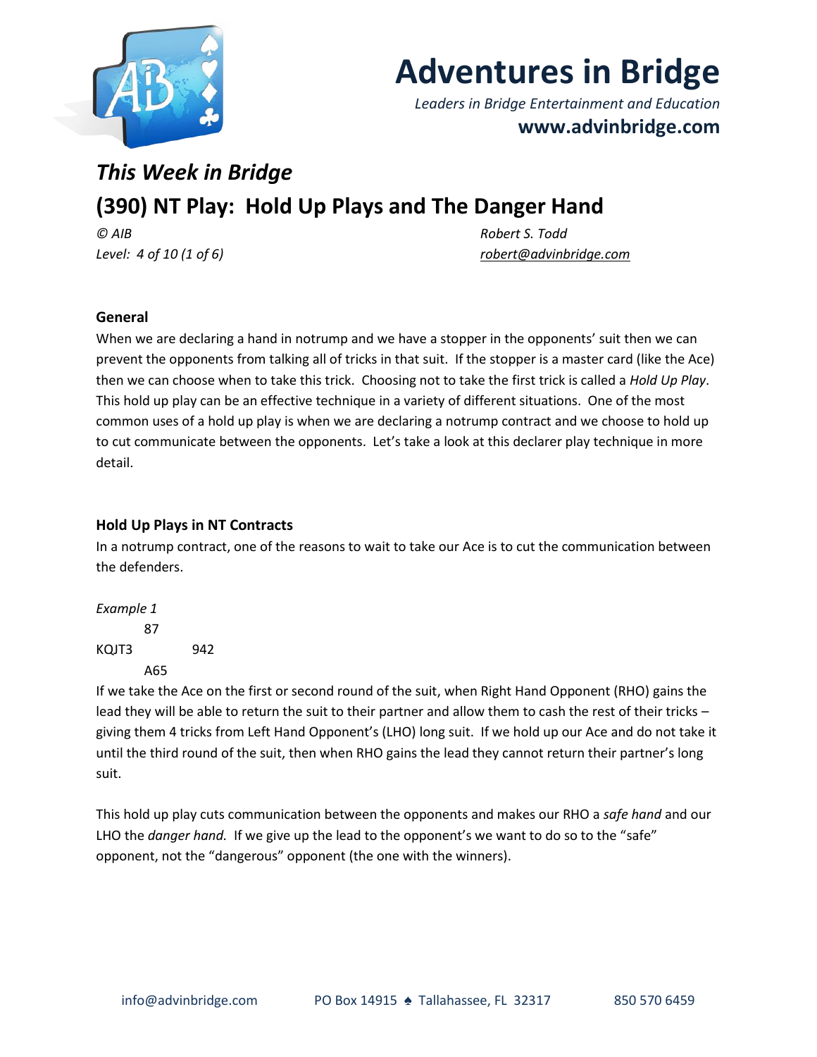# Adventures in Bridge

*Leaders in Bridge Entertainment and Education*

**www.advinbridge.com**

## *This Week in Bridge*

## (390) NT Play: Hold Up Plays and The Danger Hand

*© AIB* — *Robert S. Todd*

*Level: 4 of 10 (1 of 6)* — *robert@advinbridge.com*

### General

When we are declaring a hand in notrump and we have a stopper in the opponents' suit then we can prevent the opponents from talking all of tricks in that suit. If the stopper is a master card (like the Ace) then we can choose when to take this trick. Choosing not to take the first trick is called a *Hold Up Play*. This hold up play can be an effective technique in a variety of different situations. One of the most common uses of a hold up play is when we are declaring a notrump contract and we choose to hold up to cut communicate between the opponents. Let's take a look at this declarer play technique in more detail.

### Hold Up Plays in NT Contracts

In a notrump contract, one of the reasons to wait to take our Ace is to cut the communication between the defenders.

*Example 1*

```
        87
KQJT3          942
        A65
```

If we take the Ace on the first or second round of the suit, when Right Hand Opponent (RHO) gains the lead they will be able to return the suit to their partner and allow them to cash the rest of their tricks – giving them 4 tricks from Left Hand Opponent's (LHO) long suit. If we hold up our Ace and do not take it until the third round of the suit, then when RHO gains the lead they cannot return their partner's long suit.

This hold up play cuts communication between the opponents and makes our RHO a *safe hand* and our LHO the *danger hand.* If we give up the lead to the opponent's we want to do so to the "safe" opponent, not the "dangerous" opponent (the one with the winners).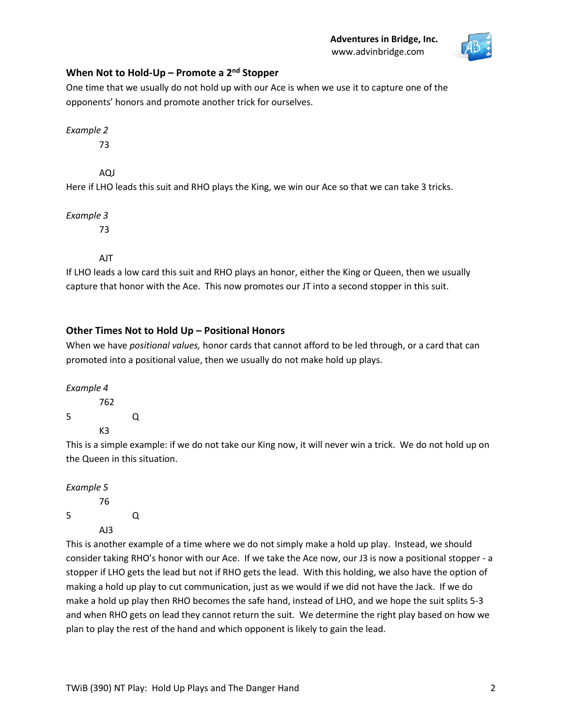### When Not to Hold-Up – Promote a 2nd Stopper

One time that we usually do not hold up with our Ace is when we use it to capture one of the opponents' honors and promote another trick for ourselves.

*Example 2*

```
        73

        AQJ
```

Here if LHO leads this suit and RHO plays the King, we win our Ace so that we can take 3 tricks.

*Example 3*

```
        73

        AJT
```

If LHO leads a low card this suit and RHO plays an honor, either the King or Queen, then we usually capture that honor with the Ace. This now promotes our JT into a second stopper in this suit.

### Other Times Not to Hold Up – Positional Honors

When we have *positional values,* honor cards that cannot afford to be led through, or a card that can promoted into a positional value, then we usually do not make hold up plays.

*Example 4*

```
        762
5               Q
        K3
```

This is a simple example: if we do not take our King now, it will never win a trick. We do not hold up on the Queen in this situation.

*Example 5*

```
        76
5               Q
        AJ3
```

This is another example of a time where we do not simply make a hold up play. Instead, we should consider taking RHO's honor with our Ace. If we take the Ace now, our J3 is now a positional stopper - a stopper if LHO gets the lead but not if RHO gets the lead. With this holding, we also have the option of making a hold up play to cut communication, just as we would if we did not have the Jack. If we do make a hold up play then RHO becomes the safe hand, instead of LHO, and we hope the suit splits 5-3 and when RHO gets on lead they cannot return the suit. We determine the right play based on how we plan to play the rest of the hand and which opponent is likely to gain the lead.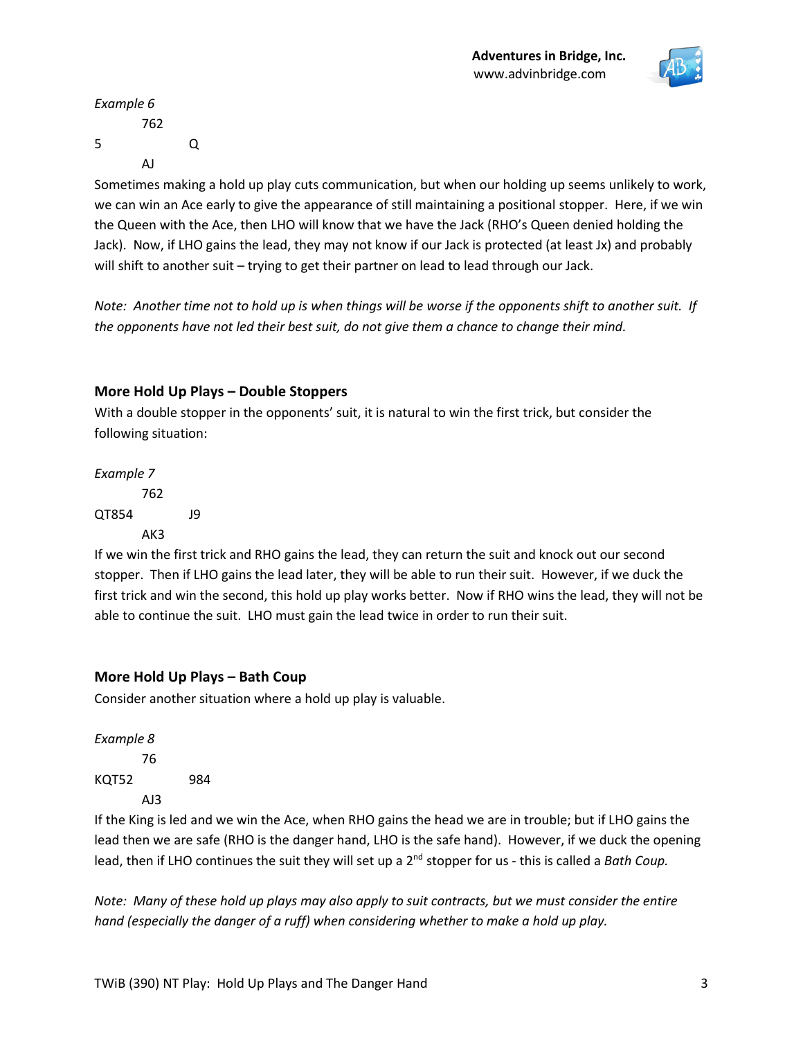*Example 6*

```
        762
5               Q
        AJ
```

Sometimes making a hold up play cuts communication, but when our holding up seems unlikely to work, we can win an Ace early to give the appearance of still maintaining a positional stopper. Here, if we win the Queen with the Ace, then LHO will know that we have the Jack (RHO's Queen denied holding the Jack). Now, if LHO gains the lead, they may not know if our Jack is protected (at least Jx) and probably will shift to another suit – trying to get their partner on lead to lead through our Jack.

*Note: Another time not to hold up is when things will be worse if the opponents shift to another suit. If the opponents have not led their best suit, do not give them a chance to change their mind.*

## More Hold Up Plays – Double Stoppers

With a double stopper in the opponents' suit, it is natural to win the first trick, but consider the following situation:

*Example 7*

```
        762
QT854           J9
        AK3
```

If we win the first trick and RHO gains the lead, they can return the suit and knock out our second stopper. Then if LHO gains the lead later, they will be able to run their suit. However, if we duck the first trick and win the second, this hold up play works better. Now if RHO wins the lead, they will not be able to continue the suit. LHO must gain the lead twice in order to run their suit.

## More Hold Up Plays – Bath Coup

Consider another situation where a hold up play is valuable.

*Example 8*

```
        76
KQT52           984
        AJ3
```

If the King is led and we win the Ace, when RHO gains the head we are in trouble; but if LHO gains the lead then we are safe (RHO is the danger hand, LHO is the safe hand). However, if we duck the opening lead, then if LHO continues the suit they will set up a 2nd stopper for us - this is called a *Bath Coup.*

*Note: Many of these hold up plays may also apply to suit contracts, but we must consider the entire hand (especially the danger of a ruff) when considering whether to make a hold up play.*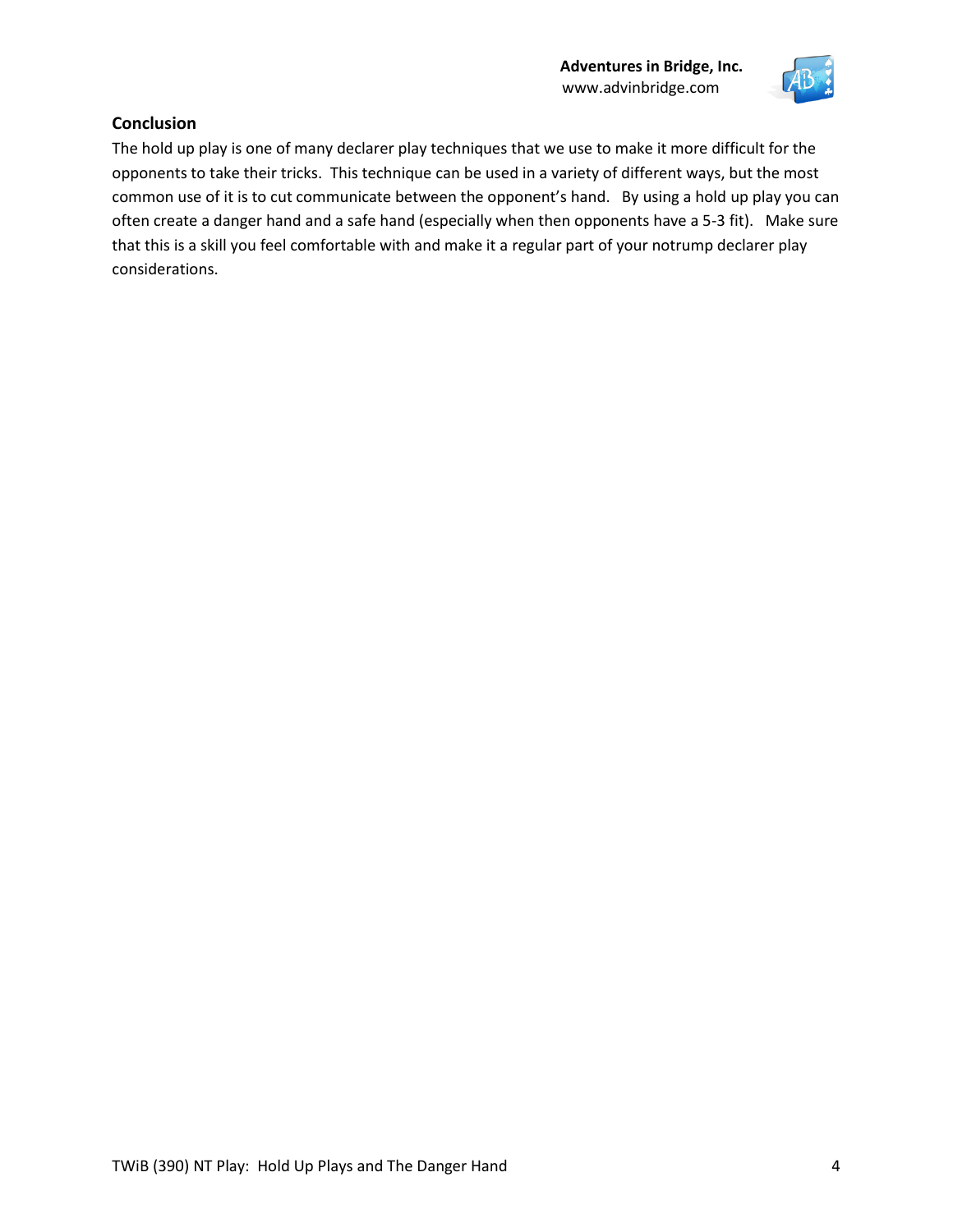## Conclusion

The hold up play is one of many declarer play techniques that we use to make it more difficult for the opponents to take their tricks. This technique can be used in a variety of different ways, but the most common use of it is to cut communicate between the opponent's hand. By using a hold up play you can often create a danger hand and a safe hand (especially when then opponents have a 5-3 fit). Make sure that this is a skill you feel comfortable with and make it a regular part of your notrump declarer play considerations.